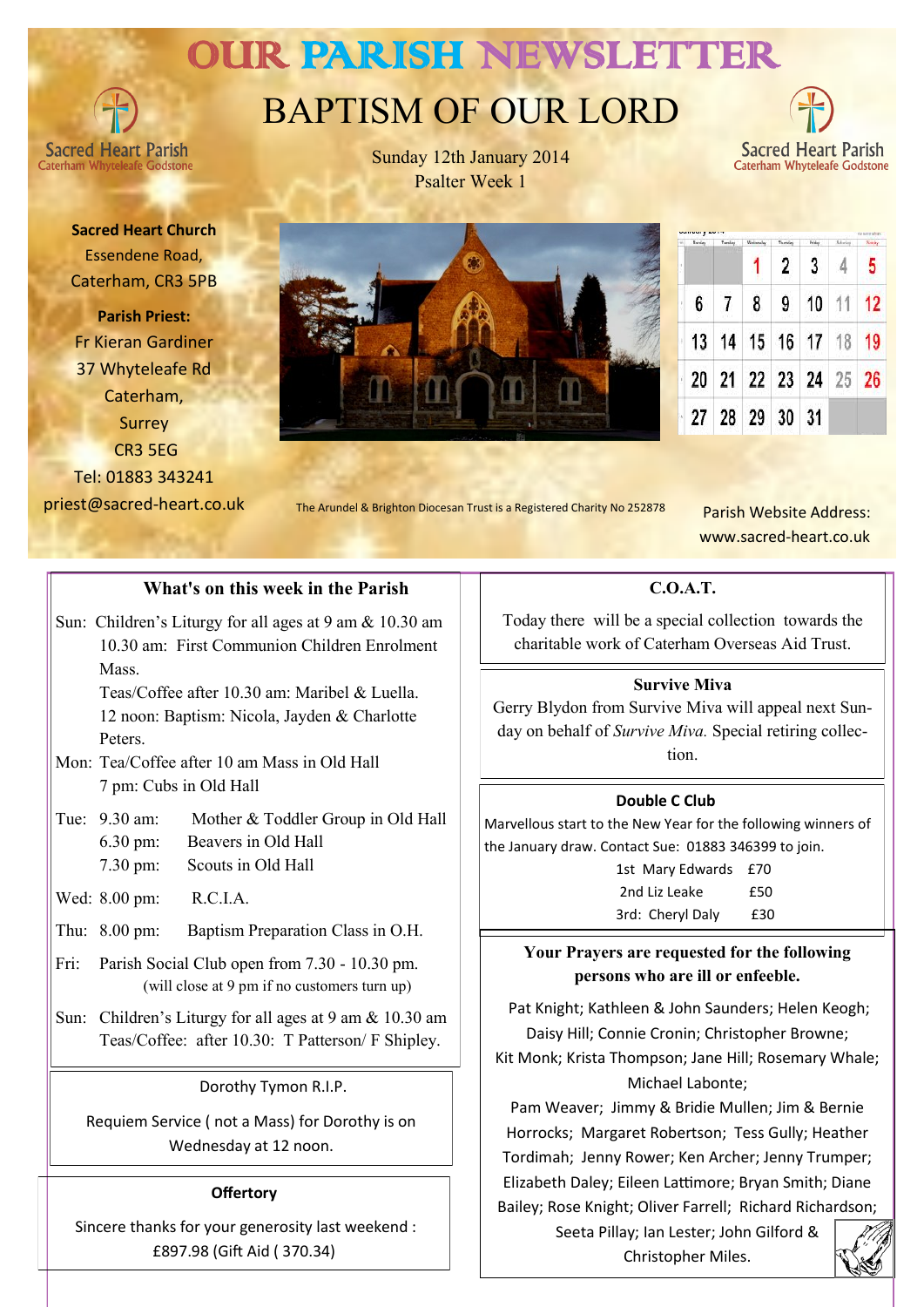# OUR PARISH NEWSLETTER

Sacred Heart Parish
Caterham Whyteleafe Godstone

## BAPTISM OF OUR LORD

Sunday 12th January 2014
Psalter Week 1

**Sacred Heart Church**
Essendene Road,
Caterham, CR3 5PB

**Parish Priest:**
Fr Kieran Gardiner
37 Whyteleafe Rd
Caterham,
Surrey
CR3 5EG
Tel: 01883 343241
priest@sacred-heart.co.uk

The Arundel & Brighton Diocesan Trust is a Registered Charity No 252878

Parish Website Address:
www.sacred-heart.co.uk

### What's on this week in the Parish

Sun: Children's Liturgy for all ages at 9 am & 10.30 am
10.30 am: First Communion Children Enrolment Mass.
Teas/Coffee after 10.30 am: Maribel & Luella.
12 noon: Baptism: Nicola, Jayden & Charlotte Peters.

Mon: Tea/Coffee after 10 am Mass in Old Hall
7 pm: Cubs in Old Hall

Tue: 9.30 am: Mother & Toddler Group in Old Hall
6.30 pm: Beavers in Old Hall
7.30 pm: Scouts in Old Hall

Wed: 8.00 pm: R.C.I.A.

Thu: 8.00 pm: Baptism Preparation Class in O.H.

Fri: Parish Social Club open from 7.30 - 10.30 pm.
(will close at 9 pm if no customers turn up)

Sun: Children's Liturgy for all ages at 9 am & 10.30 am
Teas/Coffee: after 10.30: T Patterson/ F Shipley.

### Dorothy Tymon R.I.P.

Requiem Service ( not a Mass) for Dorothy is on Wednesday at 12 noon.

### Offertory

Sincere thanks for your generosity last weekend : £897.98 (Gift Aid ( 370.34)

### C.O.A.T.

Today there will be a special collection towards the charitable work of Caterham Overseas Aid Trust.

### Survive Miva

Gerry Blydon from Survive Miva will appeal next Sunday on behalf of *Survive Miva.* Special retiring collection.

### Double C Club

Marvellous start to the New Year for the following winners of the January draw. Contact Sue: 01883 346399 to join.

| | | |
|---|---|---|
| 1st | Mary Edwards | £70 |
| 2nd | Liz Leake | £50 |
| 3rd: | Cheryl Daly | £30 |

### Your Prayers are requested for the following persons who are ill or enfeeble.

Pat Knight; Kathleen & John Saunders; Helen Keogh; Daisy Hill; Connie Cronin; Christopher Browne; Kit Monk; Krista Thompson; Jane Hill; Rosemary Whale; Michael Labonte;
Pam Weaver; Jimmy & Bridie Mullen; Jim & Bernie Horrocks; Margaret Robertson; Tess Gully; Heather Tordimah; Jenny Rower; Ken Archer; Jenny Trumper; Elizabeth Daley; Eileen Lattimore; Bryan Smith; Diane Bailey; Rose Knight; Oliver Farrell; Richard Richardson; Seeta Pillay; Ian Lester; John Gilford & Christopher Miles.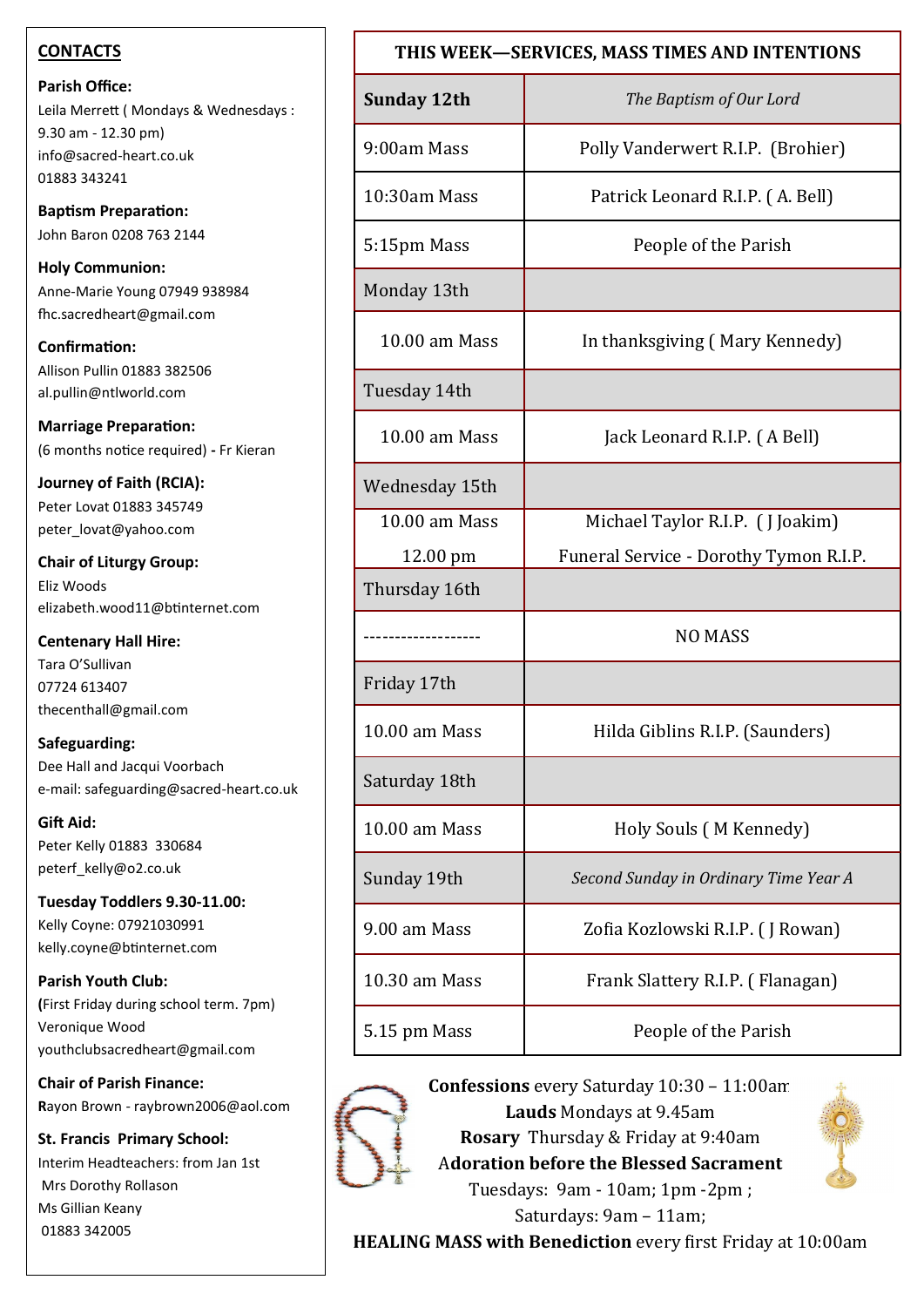## CONTACTS

**Parish Office:**
Leila Merrett ( Mondays & Wednesdays : 9.30 am - 12.30 pm)
info@sacred-heart.co.uk
01883 343241

**Baptism Preparation:**
John Baron 0208 763 2144

**Holy Communion:**
Anne-Marie Young 07949 938984
fhc.sacredheart@gmail.com

**Confirmation:**
Allison Pullin 01883 382506
al.pullin@ntlworld.com

**Marriage Preparation:**
(6 months notice required) **-** Fr Kieran

**Journey of Faith (RCIA):**
Peter Lovat 01883 345749
peter_lovat@yahoo.com

**Chair of Liturgy Group:**
Eliz Woods
elizabeth.wood11@btinternet.com

**Centenary Hall Hire:**
Tara O'Sullivan
07724 613407
thecenthall@gmail.com

**Safeguarding:**
Dee Hall and Jacqui Voorbach
e-mail: safeguarding@sacred-heart.co.uk

**Gift Aid:**
Peter Kelly 01883 330684
peterf_kelly@o2.co.uk

**Tuesday Toddlers 9.30-11.00:**
Kelly Coyne: 07921030991
kelly.coyne@btinternet.com

**Parish Youth Club:**
**(**First Friday during school term. 7pm)
Veronique Wood
youthclubsacredheart@gmail.com

**Chair of Parish Finance:**
**R**ayon Brown - raybrown2006@aol.com

**St. Francis Primary School:**
Interim Headteachers: from Jan 1st
Mrs Dorothy Rollason
Ms Gillian Keany
01883 342005

## THIS WEEK—SERVICES, MASS TIMES AND INTENTIONS

| | |
|---|---|
| **Sunday 12th** | *The Baptism of Our Lord* |
| 9:00am Mass | Polly Vanderwert R.I.P. (Brohier) |
| 10:30am Mass | Patrick Leonard R.I.P. ( A. Bell) |
| 5:15pm Mass | People of the Parish |
| Monday 13th | |
| 10.00 am Mass | In thanksgiving ( Mary Kennedy) |
| Tuesday 14th | |
| 10.00 am Mass | Jack Leonard R.I.P. ( A Bell) |
| Wednesday 15th | |
| 10.00 am Mass | Michael Taylor R.I.P. ( J Joakim) |
| 12.00 pm | Funeral Service - Dorothy Tymon R.I.P. |
| Thursday 16th | |
| ------------------- | NO MASS |
| Friday 17th | |
| 10.00 am Mass | Hilda Giblins R.I.P. (Saunders) |
| Saturday 18th | |
| 10.00 am Mass | Holy Souls ( M Kennedy) |
| Sunday 19th | *Second Sunday in Ordinary Time Year A* |
| 9.00 am Mass | Zofia Kozlowski R.I.P. ( J Rowan) |
| 10.30 am Mass | Frank Slattery R.I.P. ( Flanagan) |
| 5.15 pm Mass | People of the Parish |

**Confessions** every Saturday 10:30 – 11:00am
**Lauds** Mondays at 9.45am
**Rosary** Thursday & Friday at 9:40am
**Adoration before the Blessed Sacrament**
Tuesdays: 9am - 10am; 1pm -2pm ;
Saturdays: 9am – 11am;
**HEALING MASS with Benediction** every first Friday at 10:00am